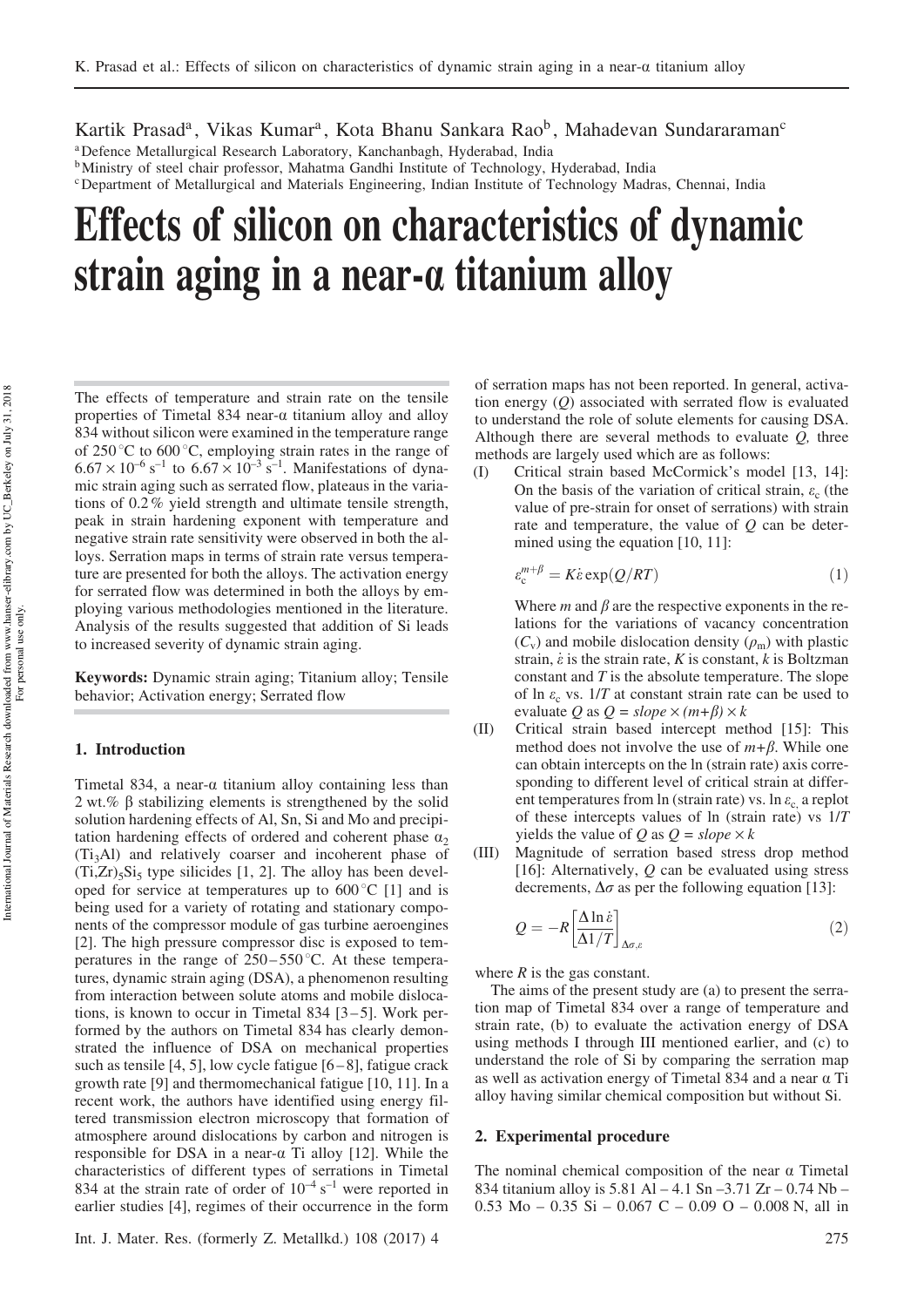Kartik Prasad[a], Vikas Kumar[a], Kota Bhanu Sankara Rao[b], Mahadevan Sundararaman[c]

[a] Defence Metallurgical Research Laboratory, Kanchanbagh, Hyderabad, India
[b] Ministry of steel chair professor, Mahatma Gandhi Institute of Technology, Hyderabad, India
[c] Department of Metallurgical and Materials Engineering, Indian Institute of Technology Madras, Chennai, India

# Effects of silicon on characteristics of dynamic strain aging in a near-α titanium alloy

The effects of temperature and strain rate on the tensile properties of Timetal 834 near-α titanium alloy and alloy 834 without silicon were examined in the temperature range of 250 °C to 600 °C, employing strain rates in the range of $6.67 \times 10^{-6}$ s$^{-1}$ to $6.67 \times 10^{-3}$ s$^{-1}$. Manifestations of dynamic strain aging such as serrated flow, plateaus in the variations of 0.2 % yield strength and ultimate tensile strength, peak in strain hardening exponent with temperature and negative strain rate sensitivity were observed in both the alloys. Serration maps in terms of strain rate versus temperature are presented for both the alloys. The activation energy for serrated flow was determined in both the alloys by employing various methodologies mentioned in the literature. Analysis of the results suggested that addition of Si leads to increased severity of dynamic strain aging.

**Keywords:** Dynamic strain aging; Titanium alloy; Tensile behavior; Activation energy; Serrated flow

## 1. Introduction

Timetal 834, a near-α titanium alloy containing less than 2 wt.% β stabilizing elements is strengthened by the solid solution hardening effects of Al, Sn, Si and Mo and precipitation hardening effects of ordered and coherent phase $\alpha_2$ ($Ti_3Al$) and relatively coarser and incoherent phase of $(Ti,Zr)_5Si_3$ type silicides [1, 2]. The alloy has been developed for service at temperatures up to 600 °C [1] and is being used for a variety of rotating and stationary components of the compressor module of gas turbine aeroengines [2]. The high pressure compressor disc is exposed to temperatures in the range of 250–550 °C. At these temperatures, dynamic strain aging (DSA), a phenomenon resulting from interaction between solute atoms and mobile dislocations, is known to occur in Timetal 834 [3–5]. Work performed by the authors on Timetal 834 has clearly demonstrated the influence of DSA on mechanical properties such as tensile [4, 5], low cycle fatigue [6–8], fatigue crack growth rate [9] and thermomechanical fatigue [10, 11]. In a recent work, the authors have identified using energy filtered transmission electron microscopy that formation of atmosphere around dislocations by carbon and nitrogen is responsible for DSA in a near-α Ti alloy [12]. While the characteristics of different types of serrations in Timetal 834 at the strain rate of order of $10^{-4}$ s$^{-1}$ were reported in earlier studies [4], regimes of their occurrence in the form of serration maps has not been reported. In general, activation energy ($Q$) associated with serrated flow is evaluated to understand the role of solute elements for causing DSA. Although there are several methods to evaluate $Q$, three methods are largely used which are as follows:

(I) Critical strain based McCormick's model [13, 14]: On the basis of the variation of critical strain, $\varepsilon_c$ (the value of pre-strain for onset of serrations) with strain rate and temperature, the value of $Q$ can be determined using the equation [10, 11]:

$$\varepsilon_c^{m+\beta} = K\dot{\varepsilon}\exp(Q/RT) \tag{1}$$

Where $m$ and $\beta$ are the respective exponents in the relations for the variations of vacancy concentration ($C_v$) and mobile dislocation density ($\rho_m$) with plastic strain, $\dot{\varepsilon}$ is the strain rate, $K$ is constant, $k$ is Boltzman constant and $T$ is the absolute temperature. The slope of ln $\varepsilon_c$ vs. $1/T$ at constant strain rate can be used to evaluate $Q$ as $Q = slope \times (m+\beta) \times k$

(II) Critical strain based intercept method [15]: This method does not involve the use of $m+\beta$. While one can obtain intercepts on the ln (strain rate) axis corresponding to different level of critical strain at different temperatures from ln (strain rate) vs. ln $\varepsilon_c$, a replot of these intercepts values of ln (strain rate) vs $1/T$ yields the value of $Q$ as $Q = slope \times k$

(III) Magnitude of serration based stress drop method [16]: Alternatively, $Q$ can be evaluated using stress decrements, $\Delta\sigma$ as per the following equation [13]:

$$Q = -R\left[\frac{\Delta \ln \dot{\varepsilon}}{\Delta 1/T}\right]_{\Delta\sigma,\varepsilon} \tag{2}$$

where $R$ is the gas constant.

The aims of the present study are (a) to present the serration map of Timetal 834 over a range of temperature and strain rate, (b) to evaluate the activation energy of DSA using methods I through III mentioned earlier, and (c) to understand the role of Si by comparing the serration map as well as activation energy of Timetal 834 and a near α Ti alloy having similar chemical composition but without Si.

## 2. Experimental procedure

The nominal chemical composition of the near α Timetal 834 titanium alloy is 5.81 Al – 4.1 Sn –3.71 Zr – 0.74 Nb – 0.53 Mo – 0.35 Si – 0.067 C – 0.09 O – 0.008 N, all in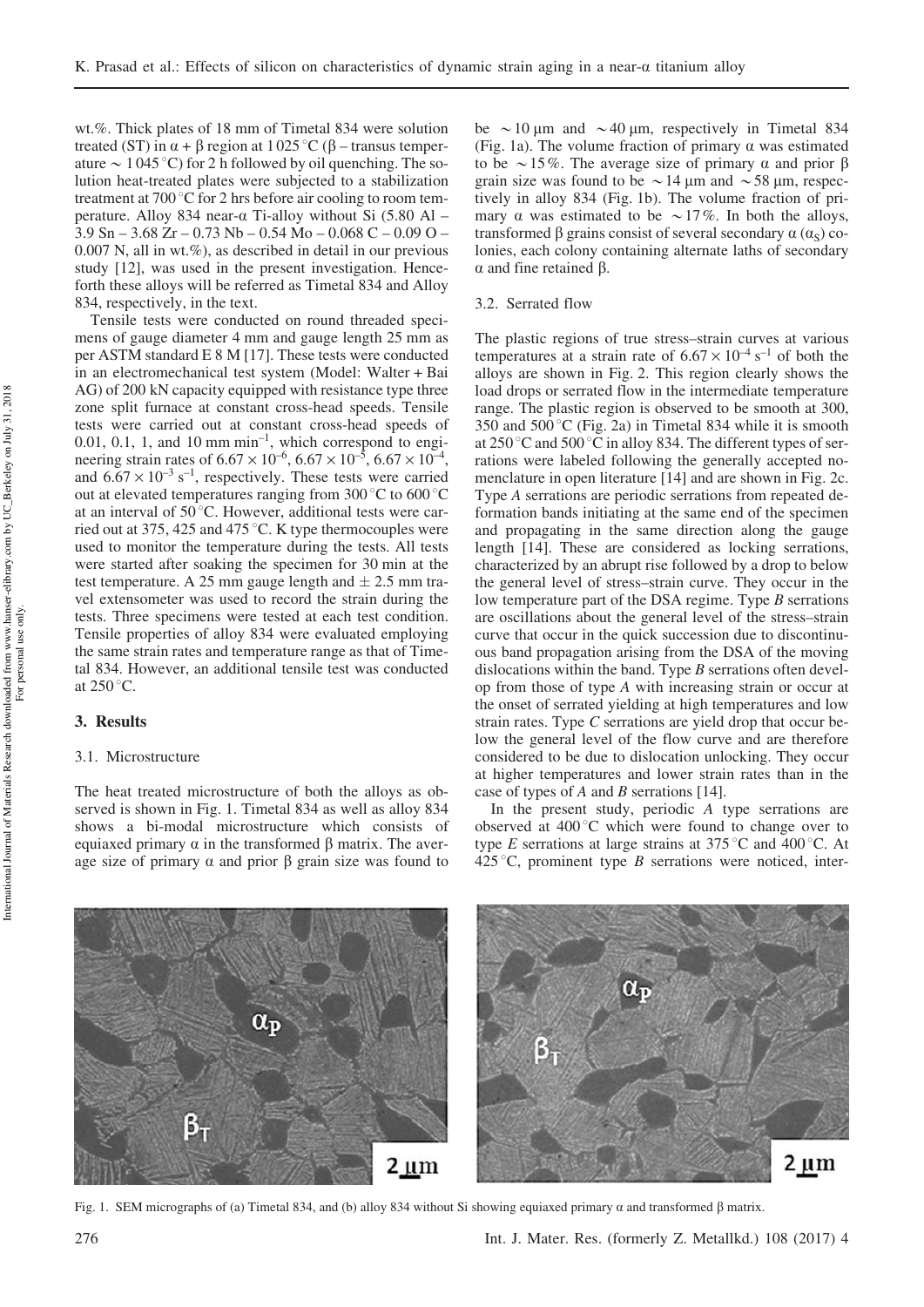wt.%. Thick plates of 18 mm of Timetal 834 were solution treated (ST) in α + β region at 1 025 °C (β – transus temperature ∼ 1 045 °C) for 2 h followed by oil quenching. The solution heat-treated plates were subjected to a stabilization treatment at 700 °C for 2 hrs before air cooling to room temperature. Alloy 834 near-α Ti-alloy without Si (5.80 Al – 3.9 Sn – 3.68 Zr – 0.73 Nb – 0.54 Mo – 0.068 C – 0.09 O – 0.007 N, all in wt.%), as described in detail in our previous study [12], was used in the present investigation. Henceforth these alloys will be referred as Timetal 834 and Alloy 834, respectively, in the text.

Tensile tests were conducted on round threaded specimens of gauge diameter 4 mm and gauge length 25 mm as per ASTM standard E 8 M [17]. These tests were conducted in an electromechanical test system (Model: Walter + Bai AG) of 200 kN capacity equipped with resistance type three zone split furnace at constant cross-head speeds. Tensile tests were carried out at constant cross-head speeds of 0.01, 0.1, 1, and 10 mm min$^{-1}$, which correspond to engineering strain rates of $6.67 \times 10^{-6}$, $6.67 \times 10^{-5}$, $6.67 \times 10^{-4}$, and $6.67 \times 10^{-3}$ s$^{-1}$, respectively. These tests were carried out at elevated temperatures ranging from 300 °C to 600 °C at an interval of 50 °C. However, additional tests were carried out at 375, 425 and 475 °C. K type thermocouples were used to monitor the temperature during the tests. All tests were started after soaking the specimen for 30 min at the test temperature. A 25 mm gauge length and ± 2.5 mm travel extensometer was used to record the strain during the tests. Three specimens were tested at each test condition. Tensile properties of alloy 834 were evaluated employing the same strain rates and temperature range as that of Timetal 834. However, an additional tensile test was conducted at 250 °C.

## 3. Results

### 3.1. Microstructure

The heat treated microstructure of both the alloys as observed is shown in Fig. 1. Timetal 834 as well as alloy 834 shows a bi-modal microstructure which consists of equiaxed primary α in the transformed β matrix. The average size of primary α and prior β grain size was found to be ∼ 10 μm and ∼ 40 μm, respectively in Timetal 834 (Fig. 1a). The volume fraction of primary α was estimated to be ∼ 15 %. The average size of primary α and prior β grain size was found to be ∼ 14 μm and ∼ 58 μm, respectively in alloy 834 (Fig. 1b). The volume fraction of primary α was estimated to be ∼ 17 %. In both the alloys, transformed β grains consist of several secondary α ($\alpha_S$) colonies, each colony containing alternate laths of secondary α and fine retained β.

### 3.2. Serrated flow

The plastic regions of true stress–strain curves at various temperatures at a strain rate of $6.67 \times 10^{-4}$ s$^{-1}$ of both the alloys are shown in Fig. 2. This region clearly shows the load drops or serrated flow in the intermediate temperature range. The plastic region is observed to be smooth at 300, 350 and 500 °C (Fig. 2a) in Timetal 834 while it is smooth at 250 °C and 500 °C in alloy 834. The different types of serrations were labeled following the generally accepted nomenclature in open literature [14] and are shown in Fig. 2c. Type *A* serrations are periodic serrations from repeated deformation bands initiating at the same end of the specimen and propagating in the same direction along the gauge length [14]. These are considered as locking serrations, characterized by an abrupt rise followed by a drop to below the general level of stress–strain curve. They occur in the low temperature part of the DSA regime. Type *B* serrations are oscillations about the general level of the stress–strain curve that occur in the quick succession due to discontinuous band propagation arising from the DSA of the moving dislocations within the band. Type *B* serrations often develop from those of type *A* with increasing strain or occur at the onset of serrated yielding at high temperatures and low strain rates. Type *C* serrations are yield drop that occur below the general level of the flow curve and are therefore considered to be due to dislocation unlocking. They occur at higher temperatures and lower strain rates than in the case of types of *A* and *B* serrations [14].

In the present study, periodic *A* type serrations are observed at 400 °C which were found to change over to type *E* serrations at large strains at 375 °C and 400 °C. At 425 °C, prominent type *B* serrations were noticed, inter-

Fig. 1. SEM micrographs of (a) Timetal 834, and (b) alloy 834 without Si showing equiaxed primary α and transformed β matrix.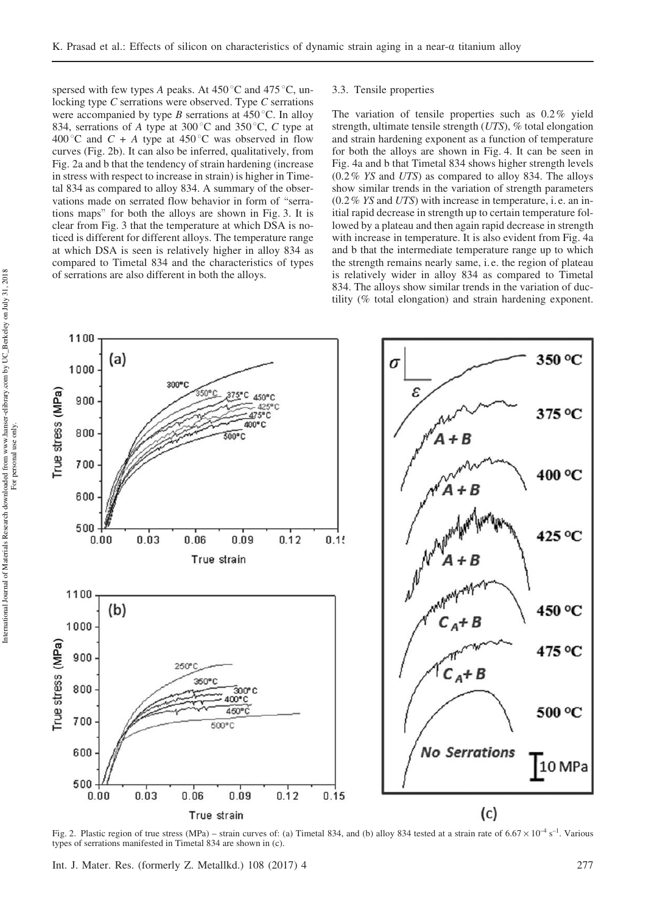spersed with few types *A* peaks. At 450 °C and 475 °C, unlocking type *C* serrations were observed. Type *C* serrations were accompanied by type *B* serrations at 450 °C. In alloy 834, serrations of *A* type at 300 °C and 350 °C, *C* type at 400 °C and *C* + *A* type at 450 °C was observed in flow curves (Fig. 2b). It can also be inferred, qualitatively, from Fig. 2a and b that the tendency of strain hardening (increase in stress with respect to increase in strain) is higher in Timetal 834 as compared to alloy 834. A summary of the observations made on serrated flow behavior in form of "serrations maps" for both the alloys are shown in Fig. 3. It is clear from Fig. 3 that the temperature at which DSA is noticed is different for different alloys. The temperature range at which DSA is seen is relatively higher in alloy 834 as compared to Timetal 834 and the characteristics of types of serrations are also different in both the alloys.

### 3.3. Tensile properties

The variation of tensile properties such as 0.2% yield strength, ultimate tensile strength (*UTS*), % total elongation and strain hardening exponent as a function of temperature for both the alloys are shown in Fig. 4. It can be seen in Fig. 4a and b that Timetal 834 shows higher strength levels (0.2% *YS* and *UTS*) as compared to alloy 834. The alloys show similar trends in the variation of strength parameters (0.2% *YS* and *UTS*) with increase in temperature, i.e. an initial rapid decrease in strength up to certain temperature followed by a plateau and then again rapid decrease in strength with increase in temperature. It is also evident from Fig. 4a and b that the intermediate temperature range up to which the strength remains nearly same, i.e. the region of plateau is relatively wider in alloy 834 as compared to Timetal 834. The alloys show similar trends in the variation of ductility (% total elongation) and strain hardening exponent.

Fig. 2. Plastic region of true stress (MPa) – strain curves of: (a) Timetal 834, and (b) alloy 834 tested at a strain rate of $6.67 \times 10^{-4}$ s$^{-1}$. Various types of serrations manifested in Timetal 834 are shown in (c).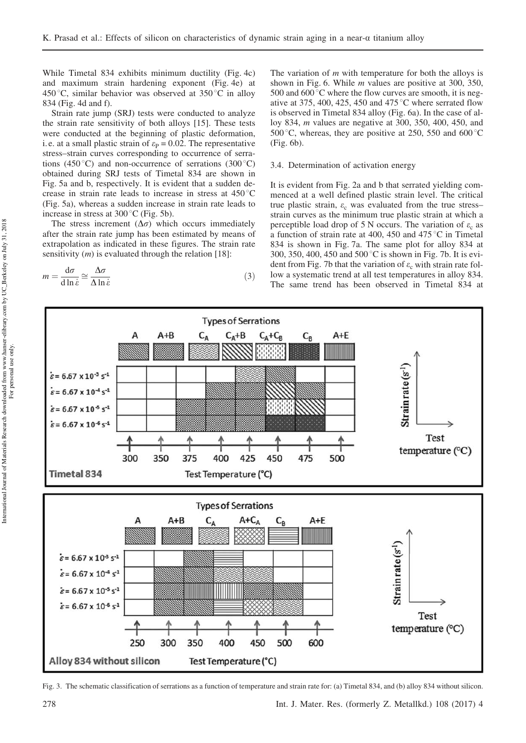While Timetal 834 exhibits minimum ductility (Fig. 4c) and maximum strain hardening exponent (Fig. 4e) at 450 °C, similar behavior was observed at 350 °C in alloy 834 (Fig. 4d and f).

Strain rate jump (SRJ) tests were conducted to analyze the strain rate sensitivity of both alloys [15]. These tests were conducted at the beginning of plastic deformation, i. e. at a small plastic strain of $\varepsilon_P = 0.02$. The representative stress–strain curves corresponding to occurrence of serrations (450 °C) and non-occurrence of serrations (300 °C) obtained during SRJ tests of Timetal 834 are shown in Fig. 5a and b, respectively. It is evident that a sudden decrease in strain rate leads to increase in stress at 450 °C (Fig. 5a), whereas a sudden increase in strain rate leads to increase in stress at 300 °C (Fig. 5b).

The stress increment ($\Delta\sigma$) which occurs immediately after the strain rate jump has been estimated by means of extrapolation as indicated in these figures. The strain rate sensitivity ($m$) is evaluated through the relation [18]:

$$m = \frac{d\sigma}{d\ln\dot{\varepsilon}} \cong \frac{\Delta\sigma}{\Delta\ln\dot{\varepsilon}} \tag{3}$$

The variation of $m$ with temperature for both the alloys is shown in Fig. 6. While $m$ values are positive at 300, 350, 500 and 600 °C where the flow curves are smooth, it is negative at 375, 400, 425, 450 and 475 °C where serrated flow is observed in Timetal 834 alloy (Fig. 6a). In the case of alloy 834, $m$ values are negative at 300, 350, 400, 450, and 500 °C, whereas, they are positive at 250, 550 and 600 °C (Fig. 6b).

### 3.4. Determination of activation energy

It is evident from Fig. 2a and b that serrated yielding commenced at a well defined plastic strain level. The critical true plastic strain, $\varepsilon_c$ was evaluated from the true stress–strain curves as the minimum true plastic strain at which a perceptible load drop of 5 N occurs. The variation of $\varepsilon_c$ as a function of strain rate at 400, 450 and 475 °C in Timetal 834 is shown in Fig. 7a. The same plot for alloy 834 at 300, 350, 400, 450 and 500 °C is shown in Fig. 7b. It is evident from Fig. 7b that the variation of $\varepsilon_c$ with strain rate follow a systematic trend at all test temperatures in alloy 834. The same trend has been observed in Timetal 834 at

Fig. 3. The schematic classification of serrations as a function of temperature and strain rate for: (a) Timetal 834, and (b) alloy 834 without silicon.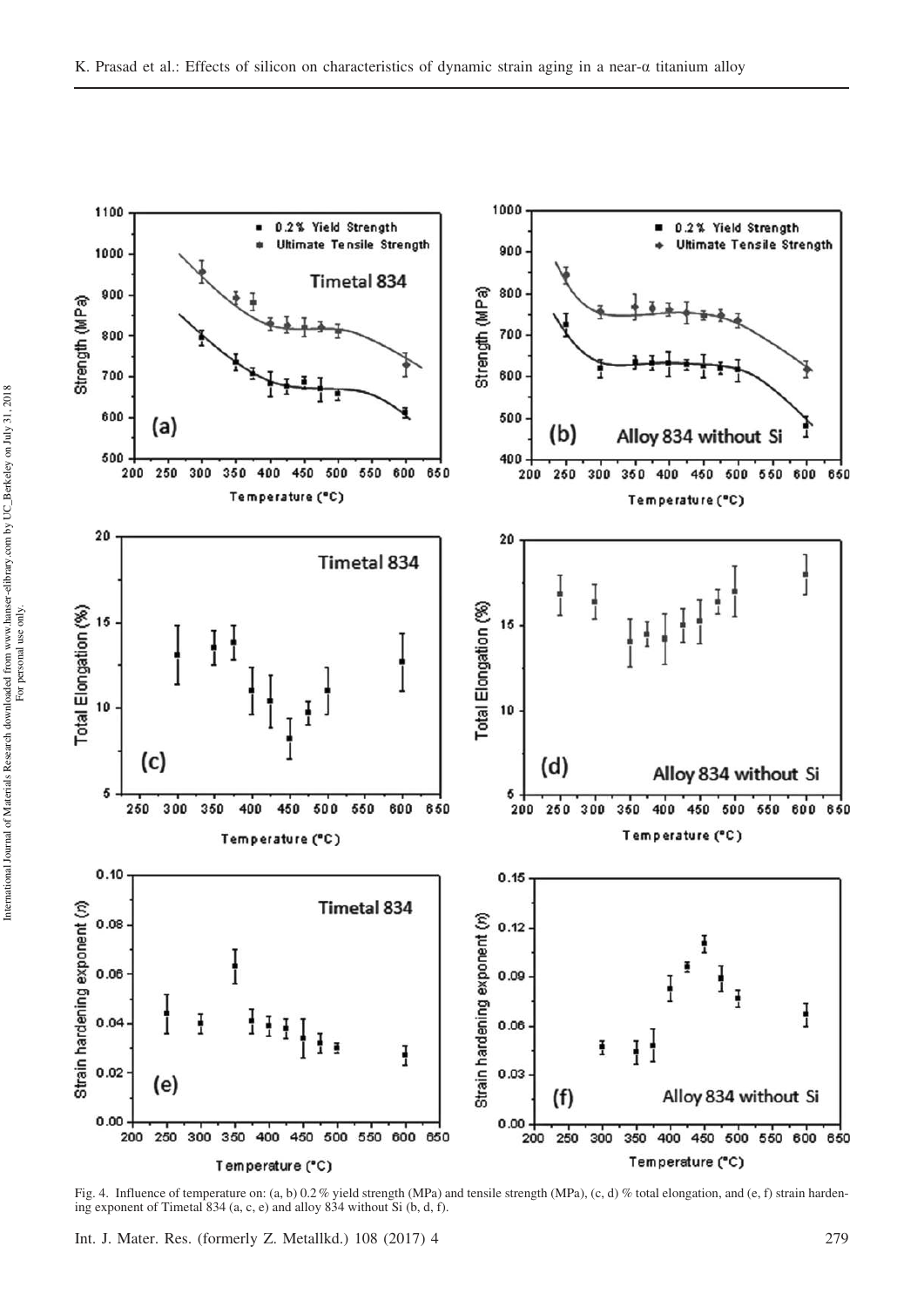Fig. 4. Influence of temperature on: (a, b) 0.2 % yield strength (MPa) and tensile strength (MPa), (c, d) % total elongation, and (e, f) strain hardening exponent of Timetal 834 (a, c, e) and alloy 834 without Si (b, d, f).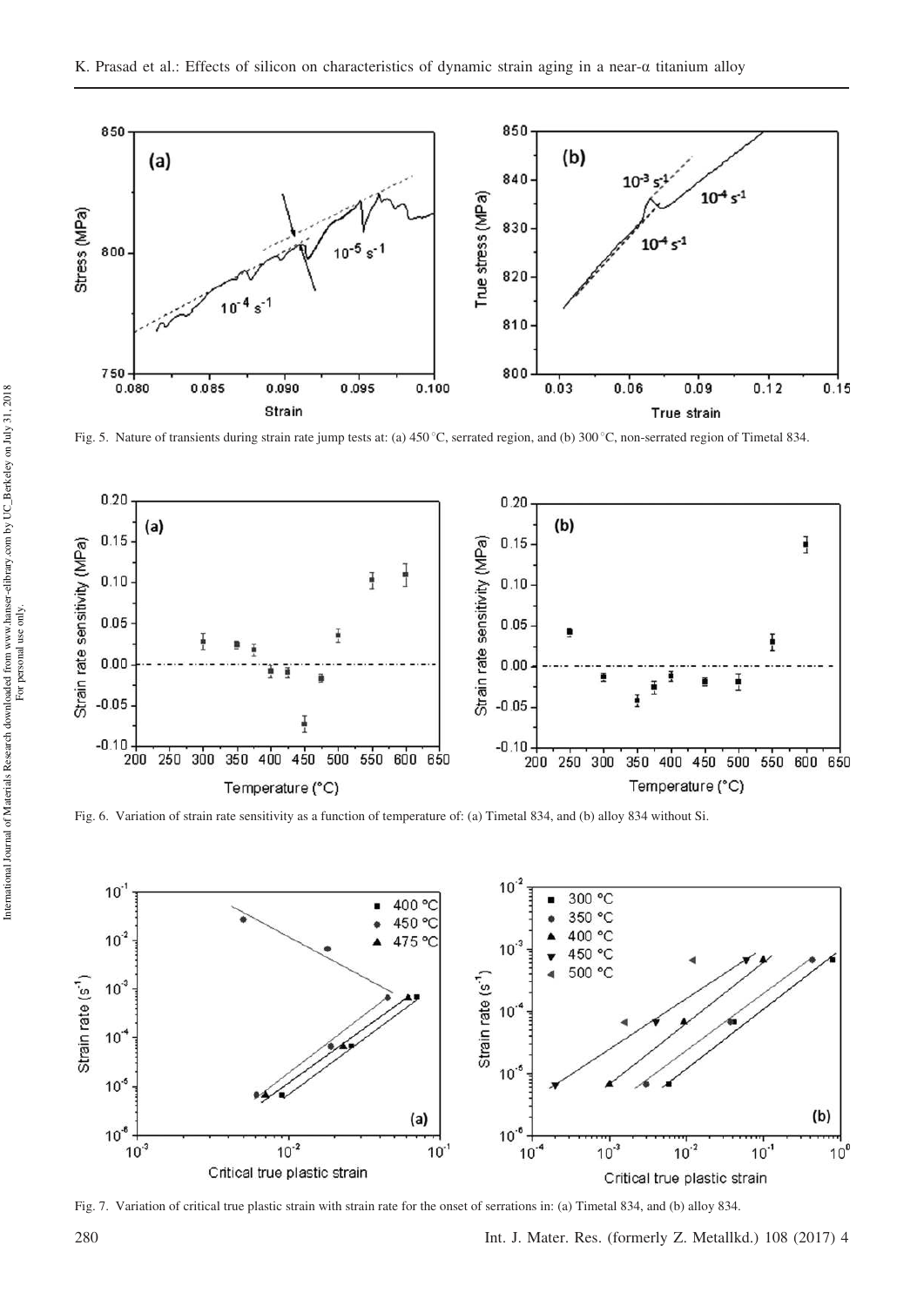Fig. 5. Nature of transients during strain rate jump tests at: (a) 450 °C, serrated region, and (b) 300 °C, non-serrated region of Timetal 834.

Fig. 6. Variation of strain rate sensitivity as a function of temperature of: (a) Timetal 834, and (b) alloy 834 without Si.

Fig. 7. Variation of critical true plastic strain with strain rate for the onset of serrations in: (a) Timetal 834, and (b) alloy 834.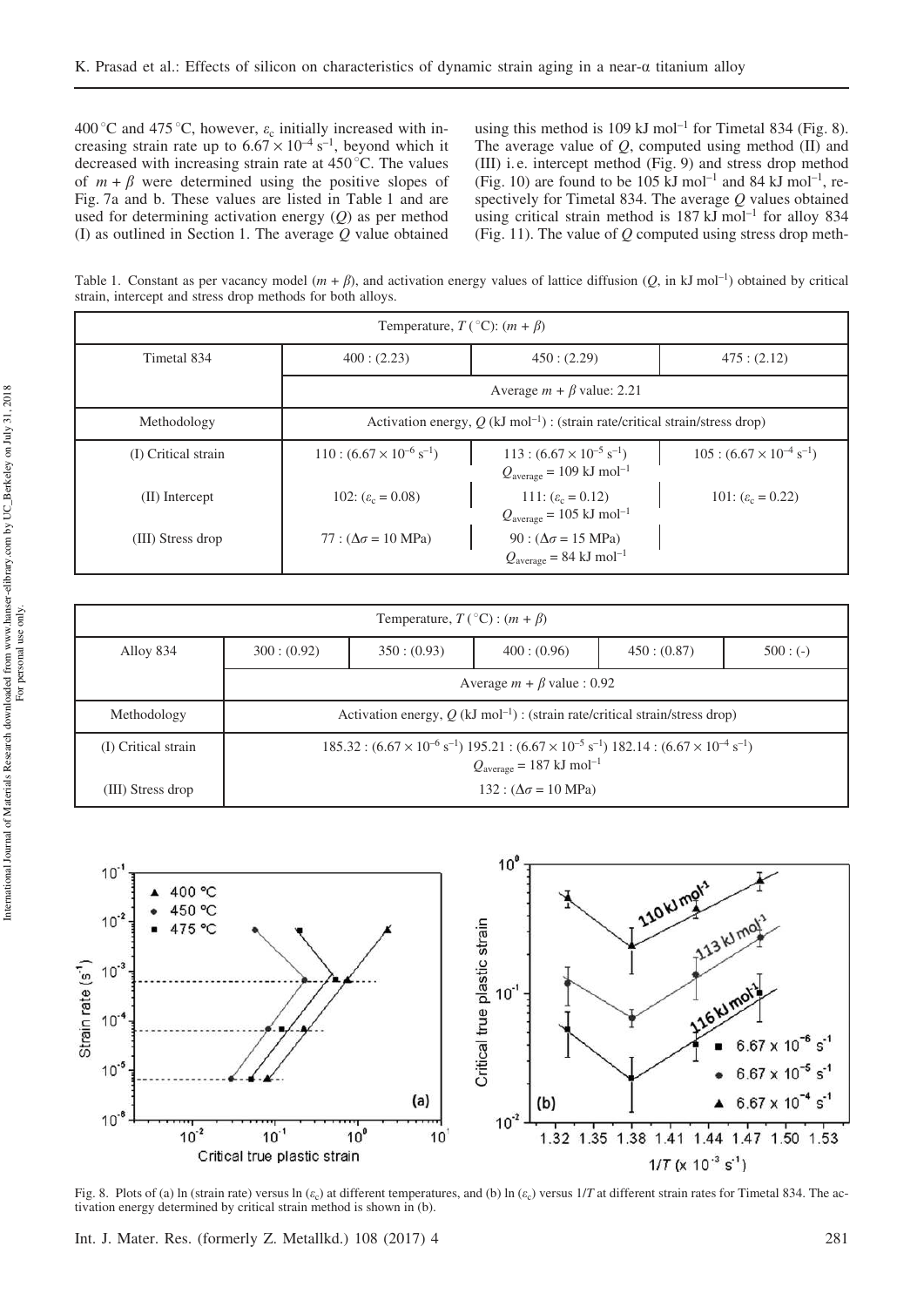400 °C and 475 °C, however, $\varepsilon_c$ initially increased with increasing strain rate up to $6.67 \times 10^{-4}$ s$^{-1}$, beyond which it decreased with increasing strain rate at 450 °C. The values of $m + \beta$ were determined using the positive slopes of Fig. 7a and b. These values are listed in Table 1 and are used for determining activation energy ($Q$) as per method (I) as outlined in Section 1. The average $Q$ value obtained using this method is 109 kJ mol$^{-1}$ for Timetal 834 (Fig. 8). The average value of $Q$, computed using method (II) and (III) i.e. intercept method (Fig. 9) and stress drop method (Fig. 10) are found to be 105 kJ mol$^{-1}$ and 84 kJ mol$^{-1}$, respectively for Timetal 834. The average $Q$ values obtained using critical strain method is 187 kJ mol$^{-1}$ for alloy 834 (Fig. 11). The value of $Q$ computed using stress drop meth-

Table 1. Constant as per vacancy model ($m + \beta$), and activation energy values of lattice diffusion ($Q$, in kJ mol$^{-1}$) obtained by critical strain, intercept and stress drop methods for both alloys.

| Temperature, $T$ (°C): ($m + \beta$) | | | |
|---|---|---|---|
| Timetal 834 | 400 : (2.23) | 450 : (2.29) | 475 : (2.12) |
| | Average $m + \beta$ value: 2.21 | | |
| Methodology | Activation energy, $Q$ (kJ mol$^{-1}$) : (strain rate/critical strain/stress drop) | | |
| (I) Critical strain | 110 : ($6.67 \times 10^{-6}$ s$^{-1}$) | 113 : ($6.67 \times 10^{-5}$ s$^{-1}$) $Q_{average}$ = 109 kJ mol$^{-1}$ | 105 : ($6.67 \times 10^{-4}$ s$^{-1}$) |
| (II) Intercept | 102: ($\varepsilon_c$ = 0.08) | 111: ($\varepsilon_c$ = 0.12) $Q_{average}$ = 105 kJ mol$^{-1}$ | 101: ($\varepsilon_c$ = 0.22) |
| (III) Stress drop | 77 : ($\Delta\sigma$ = 10 MPa) | 90 : ($\Delta\sigma$ = 15 MPa) $Q_{average}$ = 84 kJ mol$^{-1}$ | |

| Temperature, $T$ (°C) : ($m + \beta$) | | | | | |
|---|---|---|---|---|---|
| Alloy 834 | 300 : (0.92) | 350 : (0.93) | 400 : (0.96) | 450 : (0.87) | 500 : (-) |
| | Average $m + \beta$ value : 0.92 | | | | |
| Methodology | Activation energy, $Q$ (kJ mol$^{-1}$) : (strain rate/critical strain/stress drop) | | | | |
| (I) Critical strain | 185.32 : ($6.67 \times 10^{-6}$ s$^{-1}$) 195.21 : ($6.67 \times 10^{-5}$ s$^{-1}$) 182.14 : ($6.67 \times 10^{-4}$ s$^{-1}$) $Q_{average}$ = 187 kJ mol$^{-1}$ | | | | |
| (III) Stress drop | 132 : ($\Delta\sigma$ = 10 MPa) | | | | |

Fig. 8. Plots of (a) ln (strain rate) versus ln ($\varepsilon_c$) at different temperatures, and (b) ln ($\varepsilon_c$) versus $1/T$ at different strain rates for Timetal 834. The activation energy determined by critical strain method is shown in (b).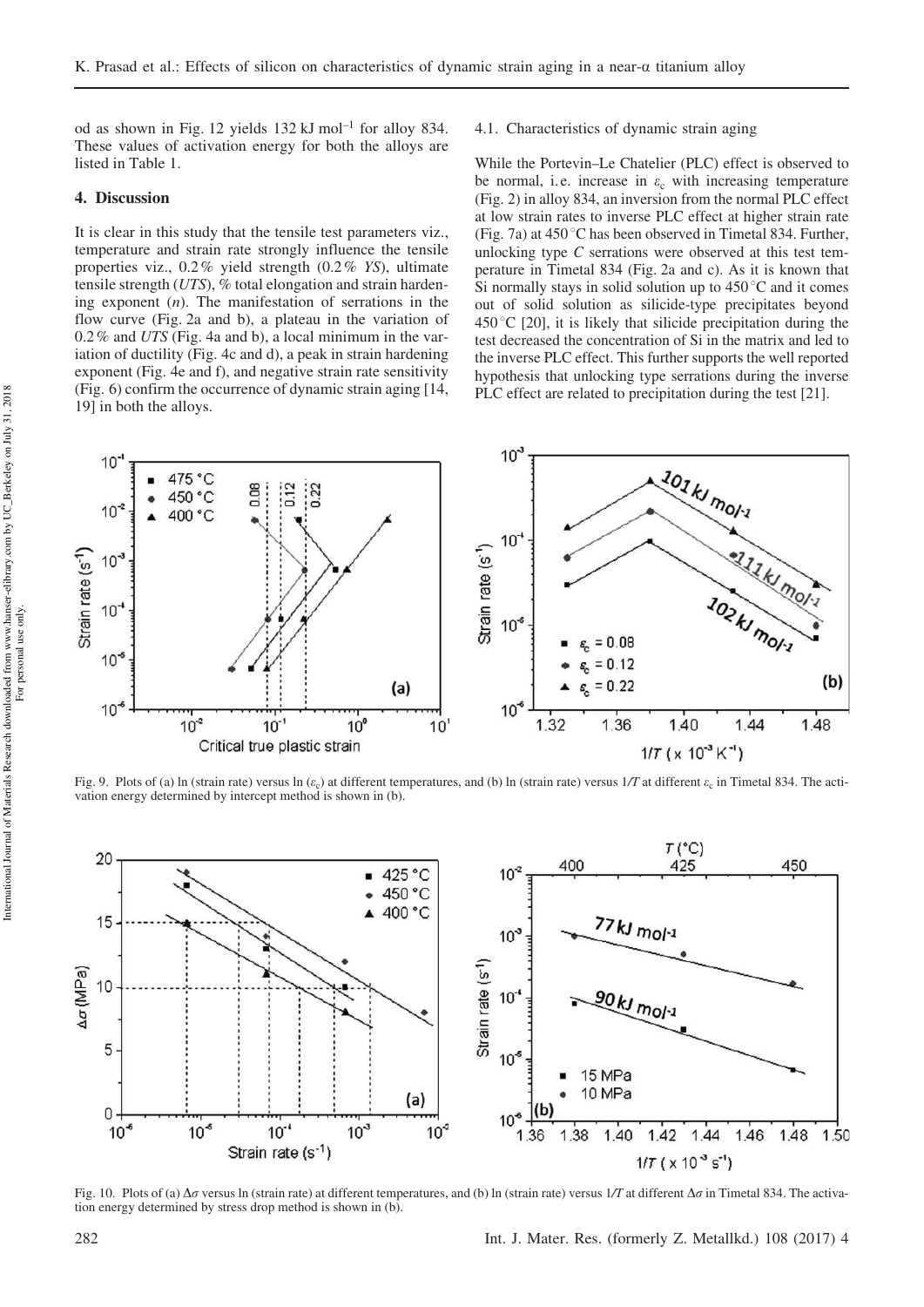od as shown in Fig. 12 yields 132 kJ mol$^{-1}$ for alloy 834. These values of activation energy for both the alloys are listed in Table 1.

## 4. Discussion

It is clear in this study that the tensile test parameters viz., temperature and strain rate strongly influence the tensile properties viz., 0.2% yield strength (0.2% *YS*), ultimate tensile strength (*UTS*), % total elongation and strain hardening exponent ($n$). The manifestation of serrations in the flow curve (Fig. 2a and b), a plateau in the variation of 0.2% and *UTS* (Fig. 4a and b), a local minimum in the variation of ductility (Fig. 4c and d), a peak in strain hardening exponent (Fig. 4e and f), and negative strain rate sensitivity (Fig. 6) confirm the occurrence of dynamic strain aging [14, 19] in both the alloys.

### 4.1. Characteristics of dynamic strain aging

While the Portevin–Le Chatelier (PLC) effect is observed to be normal, i.e. increase in $\varepsilon_c$ with increasing temperature (Fig. 2) in alloy 834, an inversion from the normal PLC effect at low strain rates to inverse PLC effect at higher strain rate (Fig. 7a) at 450 °C has been observed in Timetal 834. Further, unlocking type *C* serrations were observed at this test temperature in Timetal 834 (Fig. 2a and c). As it is known that Si normally stays in solid solution up to 450 °C and it comes out of solid solution as silicide-type precipitates beyond 450 °C [20], it is likely that silicide precipitation during the test decreased the concentration of Si in the matrix and led to the inverse PLC effect. This further supports the well reported hypothesis that unlocking type serrations during the inverse PLC effect are related to precipitation during the test [21].

Fig. 9. Plots of (a) ln (strain rate) versus ln ($\varepsilon_c$) at different temperatures, and (b) ln (strain rate) versus 1/*T* at different $\varepsilon_c$ in Timetal 834. The activation energy determined by intercept method is shown in (b).

Fig. 10. Plots of (a) $\Delta\sigma$ versus ln (strain rate) at different temperatures, and (b) ln (strain rate) versus 1/*T* at different $\Delta\sigma$ in Timetal 834. The activation energy determined by stress drop method is shown in (b).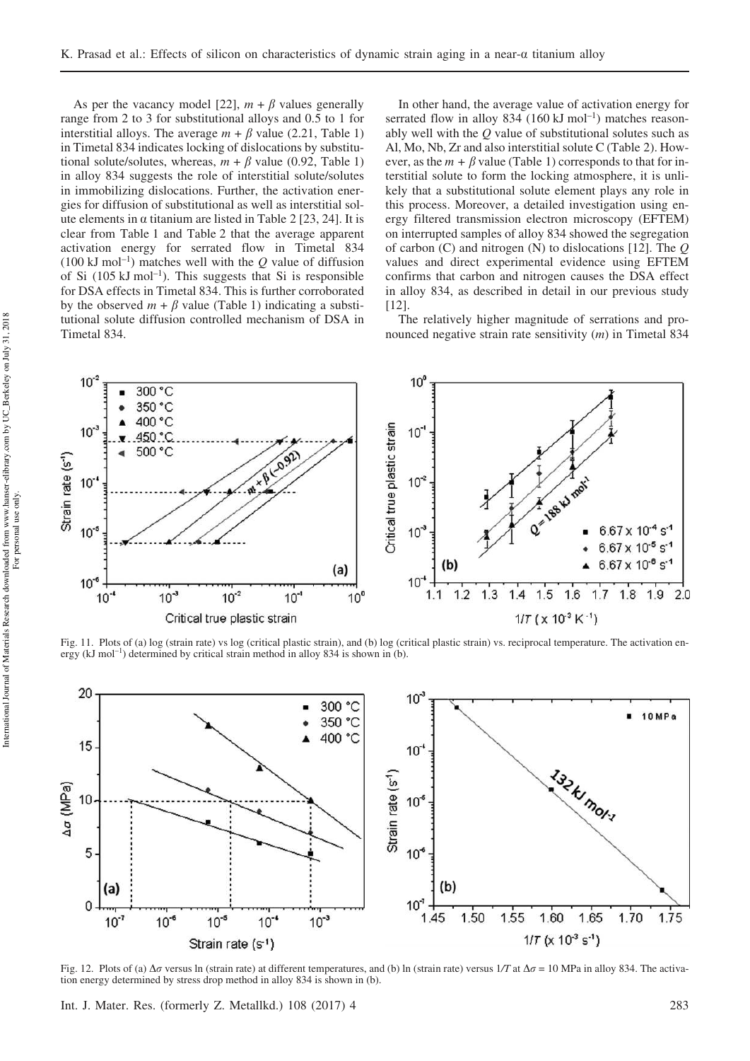As per the vacancy model [22], $m + \beta$ values generally range from 2 to 3 for substitutional alloys and 0.5 to 1 for interstitial alloys. The average $m + \beta$ value (2.21, Table 1) in Timetal 834 indicates locking of dislocations by substitutional solute/solutes, whereas, $m + \beta$ value (0.92, Table 1) in alloy 834 suggests the role of interstitial solute/solutes in immobilizing dislocations. Further, the activation energies for diffusion of substitutional as well as interstitial solute elements in α titanium are listed in Table 2 [23, 24]. It is clear from Table 1 and Table 2 that the average apparent activation energy for serrated flow in Timetal 834 (100 kJ mol$^{-1}$) matches well with the $Q$ value of diffusion of Si (105 kJ mol$^{-1}$). This suggests that Si is responsible for DSA effects in Timetal 834. This is further corroborated by the observed $m + \beta$ value (Table 1) indicating a substitutional solute diffusion controlled mechanism of DSA in Timetal 834.

In other hand, the average value of activation energy for serrated flow in alloy 834 (160 kJ mol$^{-1}$) matches reasonably well with the $Q$ value of substitutional solutes such as Al, Mo, Nb, Zr and also interstitial solute C (Table 2). However, as the $m + \beta$ value (Table 1) corresponds to that for interstitial solute to form the locking atmosphere, it is unlikely that a substitutional solute element plays any role in this process. Moreover, a detailed investigation using energy filtered transmission electron microscopy (EFTEM) on interrupted samples of alloy 834 showed the segregation of carbon (C) and nitrogen (N) to dislocations [12]. The $Q$ values and direct experimental evidence using EFTEM confirms that carbon and nitrogen causes the DSA effect in alloy 834, as described in detail in our previous study [12].

The relatively higher magnitude of serrations and pronounced negative strain rate sensitivity ($m$) in Timetal 834

Fig. 11. Plots of (a) log (strain rate) vs log (critical plastic strain), and (b) log (critical plastic strain) vs. reciprocal temperature. The activation energy (kJ mol$^{-1}$) determined by critical strain method in alloy 834 is shown in (b).

Fig. 12. Plots of (a) $\Delta\sigma$ versus ln (strain rate) at different temperatures, and (b) ln (strain rate) versus $1/T$ at $\Delta\sigma = 10$ MPa in alloy 834. The activation energy determined by stress drop method in alloy 834 is shown in (b).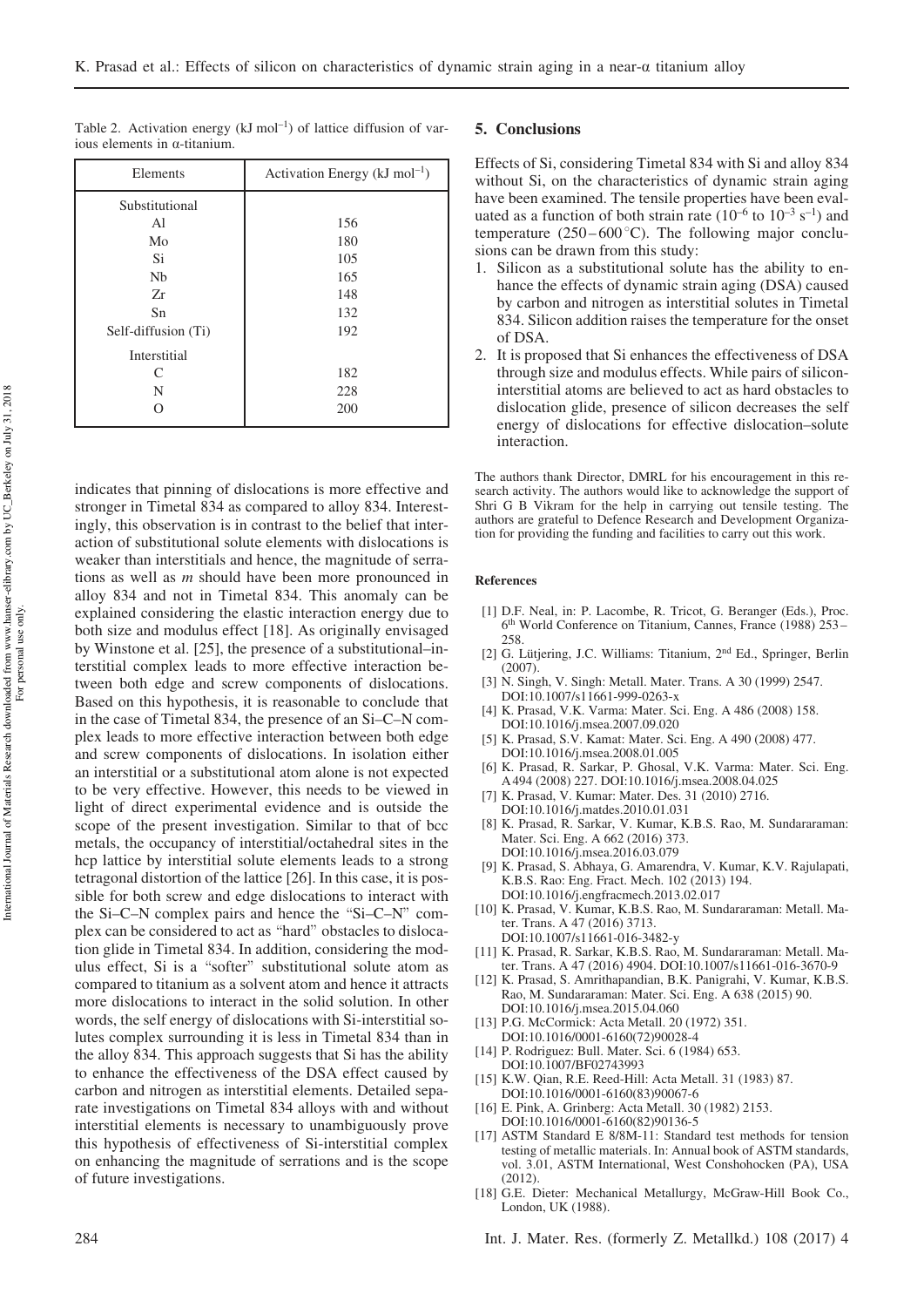Table 2. Activation energy (kJ mol$^{-1}$) of lattice diffusion of various elements in α-titanium.

| Elements | Activation Energy (kJ mol$^{-1}$) |
|---|---|
| Substitutional | |
| Al | 156 |
| Mo | 180 |
| Si | 105 |
| Nb | 165 |
| Zr | 148 |
| Sn | 132 |
| Self-diffusion (Ti) | 192 |
| Interstitial | |
| C | 182 |
| N | 228 |
| O | 200 |

indicates that pinning of dislocations is more effective and stronger in Timetal 834 as compared to alloy 834. Interestingly, this observation is in contrast to the belief that interaction of substitutional solute elements with dislocations is weaker than interstitials and hence, the magnitude of serrations as well as *m* should have been more pronounced in alloy 834 and not in Timetal 834. This anomaly can be explained considering the elastic interaction energy due to both size and modulus effect [18]. As originally envisaged by Winstone et al. [25], the presence of a substitutional–interstitial complex leads to more effective interaction between both edge and screw components of dislocations. Based on this hypothesis, it is reasonable to conclude that in the case of Timetal 834, the presence of an Si–C–N complex leads to more effective interaction between both edge and screw components of dislocations. In isolation either an interstitial or a substitutional atom alone is not expected to be very effective. However, this needs to be viewed in light of direct experimental evidence and is outside the scope of the present investigation. Similar to that of bcc metals, the occupancy of interstitial/octahedral sites in the hcp lattice by interstitial solute elements leads to a strong tetragonal distortion of the lattice [26]. In this case, it is possible for both screw and edge dislocations to interact with the Si–C–N complex pairs and hence the "Si–C–N" complex can be considered to act as "hard" obstacles to dislocation glide in Timetal 834. In addition, considering the modulus effect, Si is a "softer" substitutional solute atom as compared to titanium as a solvent atom and hence it attracts more dislocations to interact in the solid solution. In other words, the self energy of dislocations with Si-interstitial solutes complex surrounding it is less in Timetal 834 than in the alloy 834. This approach suggests that Si has the ability to enhance the effectiveness of the DSA effect caused by carbon and nitrogen as interstitial elements. Detailed separate investigations on Timetal 834 alloys with and without interstitial elements is necessary to unambiguously prove this hypothesis of effectiveness of Si-interstitial complex on enhancing the magnitude of serrations and is the scope of future investigations.

## 5. Conclusions

Effects of Si, considering Timetal 834 with Si and alloy 834 without Si, on the characteristics of dynamic strain aging have been examined. The tensile properties have been evaluated as a function of both strain rate ($10^{-6}$ to $10^{-3}$ s$^{-1}$) and temperature (250–600 °C). The following major conclusions can be drawn from this study:

1. Silicon as a substitutional solute has the ability to enhance the effects of dynamic strain aging (DSA) caused by carbon and nitrogen as interstitial solutes in Timetal 834. Silicon addition raises the temperature for the onset of DSA.
2. It is proposed that Si enhances the effectiveness of DSA through size and modulus effects. While pairs of silicon-interstitial atoms are believed to act as hard obstacles to dislocation glide, presence of silicon decreases the self energy of dislocations for effective dislocation–solute interaction.

The authors thank Director, DMRL for his encouragement in this research activity. The authors would like to acknowledge the support of Shri G B Vikram for the help in carrying out tensile testing. The authors are grateful to Defence Research and Development Organization for providing the funding and facilities to carry out this work.

### References

[1] D.F. Neal, in: P. Lacombe, R. Tricot, G. Beranger (Eds.), Proc. 6th World Conference on Titanium, Cannes, France (1988) 253–258.

[2] G. Lütjering, J.C. Williams: Titanium, 2nd Ed., Springer, Berlin (2007).

[3] N. Singh, V. Singh: Metall. Mater. Trans. A 30 (1999) 2547. DOI:10.1007/s11661-999-0263-x

[4] K. Prasad, V.K. Varma: Mater. Sci. Eng. A 486 (2008) 158. DOI:10.1016/j.msea.2007.09.020

[5] K. Prasad, S.V. Kamat: Mater. Sci. Eng. A 490 (2008) 477. DOI:10.1016/j.msea.2008.01.005

[6] K. Prasad, R. Sarkar, P. Ghosal, V.K. Varma: Mater. Sci. Eng. A 494 (2008) 227. DOI:10.1016/j.msea.2008.04.025

[7] K. Prasad, V. Kumar: Mater. Des. 31 (2010) 2716. DOI:10.1016/j.matdes.2010.01.031

[8] K. Prasad, R. Sarkar, V. Kumar, K.B.S. Rao, M. Sundararaman: Mater. Sci. Eng. A 662 (2016) 373. DOI:10.1016/j.msea.2016.03.079

[9] K. Prasad, S. Abhaya, G. Amarendra, V. Kumar, K.V. Rajulapati, K.B.S. Rao: Eng. Fract. Mech. 102 (2013) 194. DOI:10.1016/j.engfracmech.2013.02.017

[10] K. Prasad, V. Kumar, K.B.S. Rao, M. Sundararaman: Metall. Mater. Trans. A 47 (2016) 3713. DOI:10.1007/s11661-016-3482-y

[11] K. Prasad, R. Sarkar, K.B.S. Rao, M. Sundararaman: Metall. Mater. Trans. A 47 (2016) 4904. DOI:10.1007/s11661-016-3670-9

[12] K. Prasad, S. Amrithapandian, B.K. Panigrahi, V. Kumar, K.B.S. Rao, M. Sundararaman: Mater. Sci. Eng. A 638 (2015) 90. DOI:10.1016/j.msea.2015.04.060

[13] P.G. McCormick: Acta Metall. 20 (1972) 351. DOI:10.1016/0001-6160(72)90028-4

[14] P. Rodriguez: Bull. Mater. Sci. 6 (1984) 653. DOI:10.1007/BF02743993

[15] K.W. Qian, R.E. Reed-Hill: Acta Metall. 31 (1983) 87. DOI:10.1016/0001-6160(83)90067-6

[16] E. Pink, A. Grinberg: Acta Metall. 30 (1982) 2153. DOI:10.1016/0001-6160(82)90136-5

[17] ASTM Standard E 8/8M-11: Standard test methods for tension testing of metallic materials. In: Annual book of ASTM standards, vol. 3.01, ASTM International, West Conshohocken (PA), USA (2012).

[18] G.E. Dieter: Mechanical Metallurgy, McGraw-Hill Book Co., London, UK (1988).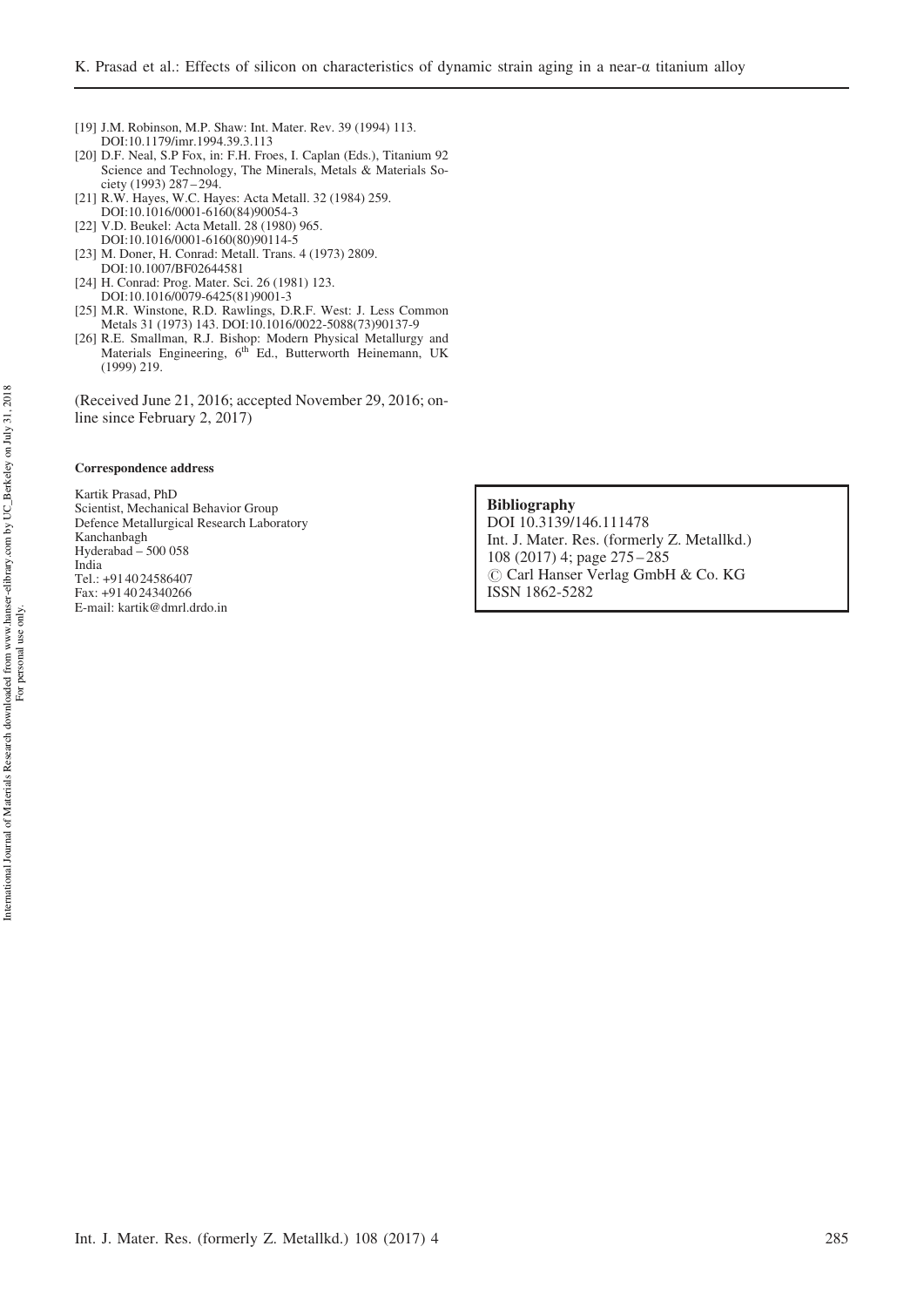[19] J.M. Robinson, M.P. Shaw: Int. Mater. Rev. 39 (1994) 113. DOI:10.1179/imr.1994.39.3.113

[20] D.F. Neal, S.P Fox, in: F.H. Froes, I. Caplan (Eds.), Titanium 92 Science and Technology, The Minerals, Metals & Materials Society (1993) 287–294.

[21] R.W. Hayes, W.C. Hayes: Acta Metall. 32 (1984) 259. DOI:10.1016/0001-6160(84)90054-3

[22] V.D. Beukel: Acta Metall. 28 (1980) 965. DOI:10.1016/0001-6160(80)90114-5

[23] M. Doner, H. Conrad: Metall. Trans. 4 (1973) 2809. DOI:10.1007/BF02644581

[24] H. Conrad: Prog. Mater. Sci. 26 (1981) 123. DOI:10.1016/0079-6425(81)9001-3

[25] M.R. Winstone, R.D. Rawlings, D.R.F. West: J. Less Common Metals 31 (1973) 143. DOI:10.1016/0022-5088(73)90137-9

[26] R.E. Smallman, R.J. Bishop: Modern Physical Metallurgy and Materials Engineering, 6th Ed., Butterworth Heinemann, UK (1999) 219.

(Received June 21, 2016; accepted November 29, 2016; online since February 2, 2017)

**Correspondence address**

Kartik Prasad, PhD
Scientist, Mechanical Behavior Group
Defence Metallurgical Research Laboratory
Kanchanbagh
Hyderabad – 500 058
India
Tel.: +91 40 24586407
Fax: +91 40 24340266
E-mail: kartik@dmrl.drdo.in

**Bibliography**

DOI 10.3139/146.111478
Int. J. Mater. Res. (formerly Z. Metallkd.) 108 (2017) 4; page 275–285
© Carl Hanser Verlag GmbH & Co. KG
ISSN 1862-5282